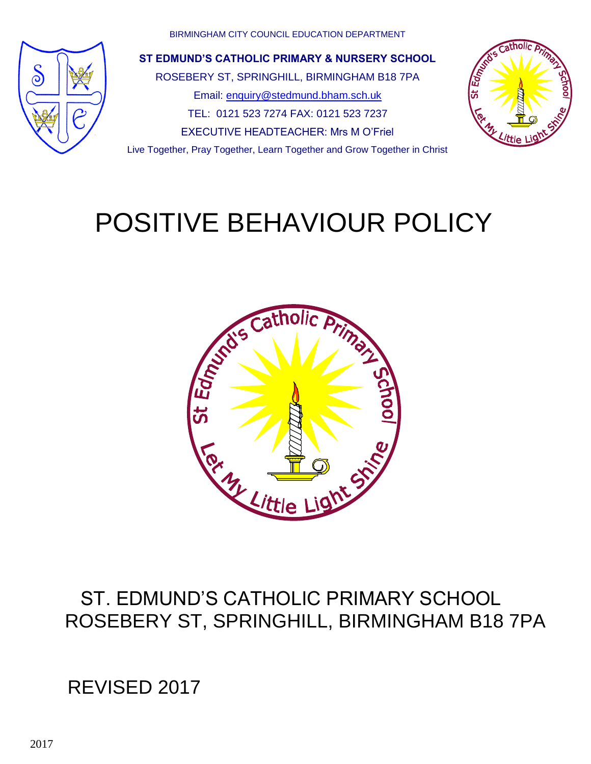BIRMINGHAM CITY COUNCIL EDUCATION DEPARTMENT

**ST EDMUND'S CATHOLIC PRIMARY & NURSERY SCHOOL**

ROSEBERY ST, SPRINGHILL, BIRMINGHAM B18 7PA

Email: enquiry@stedmund.bham.sch.uk

TEL: 0121 523 7274 FAX: 0121 523 7237

EXECUTIVE HEADTEACHER: Mrs M O'Friel

Live Together, Pray Together, Learn Together and Grow Together in Christ

# POSITIVE BEHAVIOUR POLICY

ST. EDMUND'S CATHOLIC PRIMARY SCHOOL
ROSEBERY ST, SPRINGHILL, BIRMINGHAM B18 7PA

REVISED 2017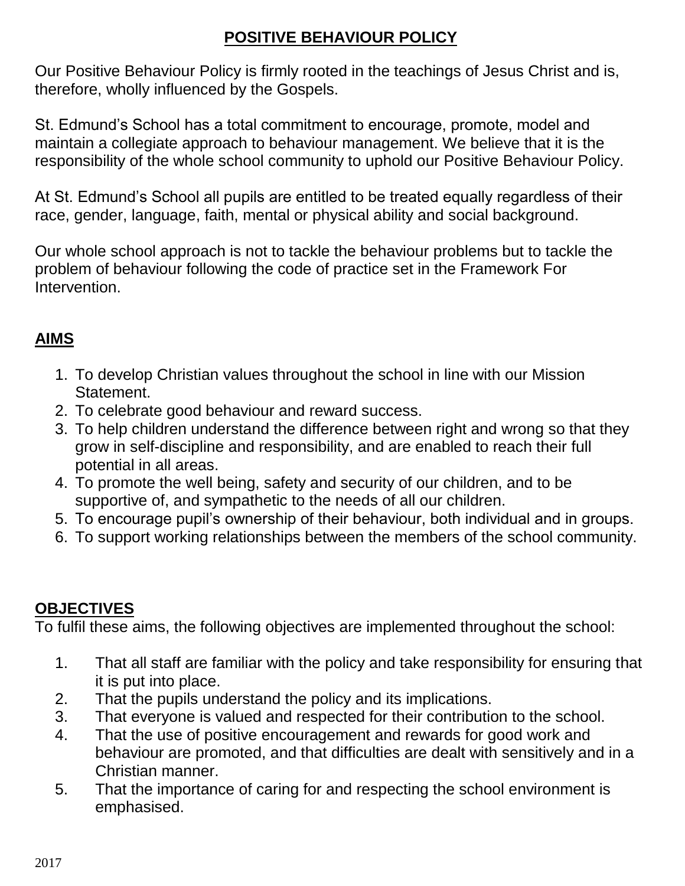# **POSITIVE BEHAVIOUR POLICY**

Our Positive Behaviour Policy is firmly rooted in the teachings of Jesus Christ and is, therefore, wholly influenced by the Gospels.

St. Edmund's School has a total commitment to encourage, promote, model and maintain a collegiate approach to behaviour management. We believe that it is the responsibility of the whole school community to uphold our Positive Behaviour Policy.

At St. Edmund's School all pupils are entitled to be treated equally regardless of their race, gender, language, faith, mental or physical ability and social background.

Our whole school approach is not to tackle the behaviour problems but to tackle the problem of behaviour following the code of practice set in the Framework For Intervention.

## **AIMS**

1. To develop Christian values throughout the school in line with our Mission Statement.
2. To celebrate good behaviour and reward success.
3. To help children understand the difference between right and wrong so that they grow in self-discipline and responsibility, and are enabled to reach their full potential in all areas.
4. To promote the well being, safety and security of our children, and to be supportive of, and sympathetic to the needs of all our children.
5. To encourage pupil's ownership of their behaviour, both individual and in groups.
6. To support working relationships between the members of the school community.

## **OBJECTIVES**

To fulfil these aims, the following objectives are implemented throughout the school:

1. That all staff are familiar with the policy and take responsibility for ensuring that it is put into place.
2. That the pupils understand the policy and its implications.
3. That everyone is valued and respected for their contribution to the school.
4. That the use of positive encouragement and rewards for good work and behaviour are promoted, and that difficulties are dealt with sensitively and in a Christian manner.
5. That the importance of caring for and respecting the school environment is emphasised.

2017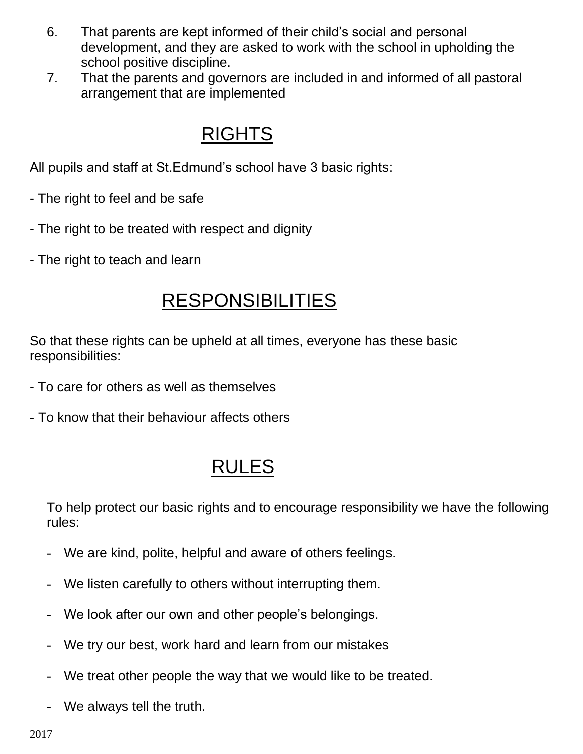6. That parents are kept informed of their child's social and personal development, and they are asked to work with the school in upholding the school positive discipline.
7. That the parents and governors are included in and informed of all pastoral arrangement that are implemented

## RIGHTS

All pupils and staff at St.Edmund's school have 3 basic rights:

- The right to feel and be safe
- The right to be treated with respect and dignity
- The right to teach and learn

## RESPONSIBILITIES

So that these rights can be upheld at all times, everyone has these basic responsibilities:

- To care for others as well as themselves
- To know that their behaviour affects others

## RULES

To help protect our basic rights and to encourage responsibility we have the following rules:

- We are kind, polite, helpful and aware of others feelings.
- We listen carefully to others without interrupting them.
- We look after our own and other people's belongings.
- We try our best, work hard and learn from our mistakes
- We treat other people the way that we would like to be treated.
- We always tell the truth.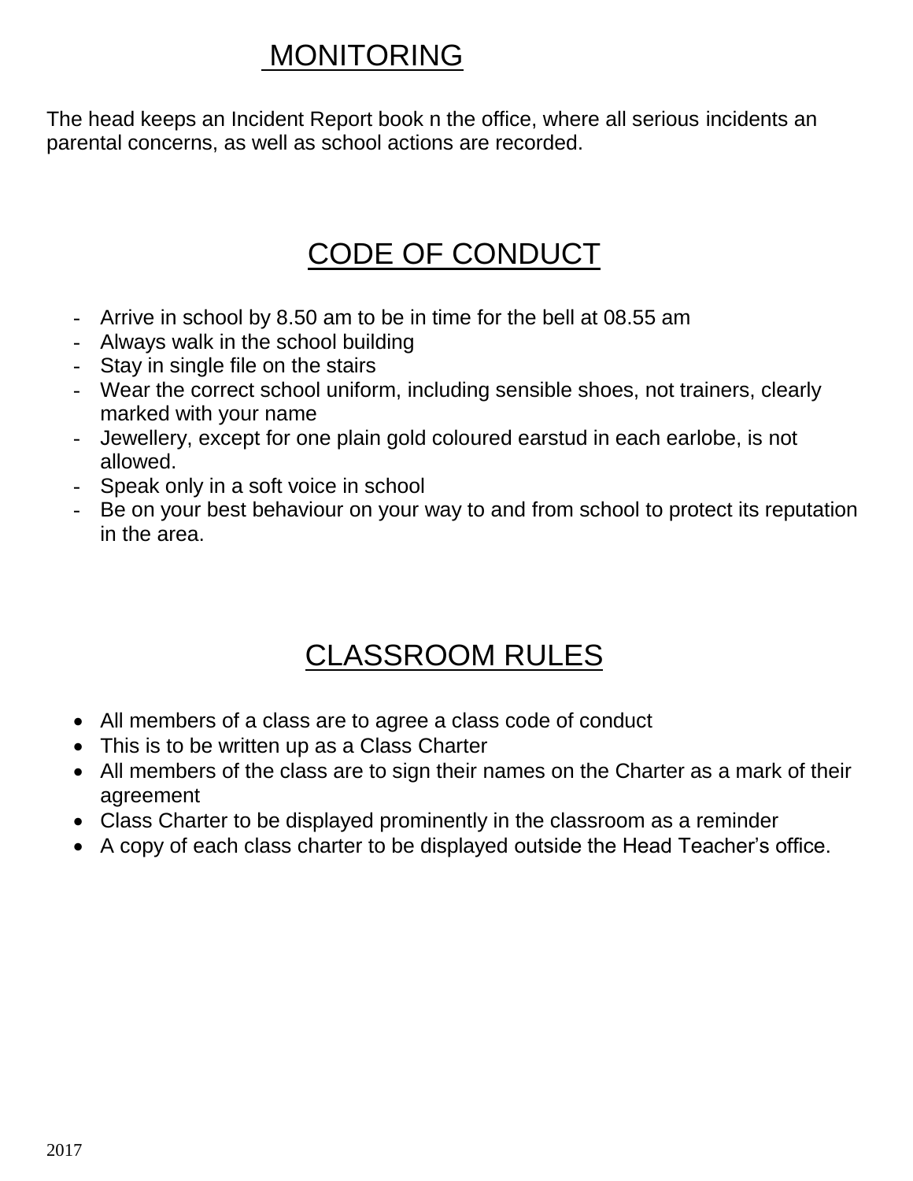# MONITORING

The head keeps an Incident Report book n the office, where all serious incidents an parental concerns, as well as school actions are recorded.

# CODE OF CONDUCT

- Arrive in school by 8.50 am to be in time for the bell at 08.55 am
- Always walk in the school building
- Stay in single file on the stairs
- Wear the correct school uniform, including sensible shoes, not trainers, clearly marked with your name
- Jewellery, except for one plain gold coloured earstud in each earlobe, is not allowed.
- Speak only in a soft voice in school
- Be on your best behaviour on your way to and from school to protect its reputation in the area.

# CLASSROOM RULES

- All members of a class are to agree a class code of conduct
- This is to be written up as a Class Charter
- All members of the class are to sign their names on the Charter as a mark of their agreement
- Class Charter to be displayed prominently in the classroom as a reminder
- A copy of each class charter to be displayed outside the Head Teacher's office.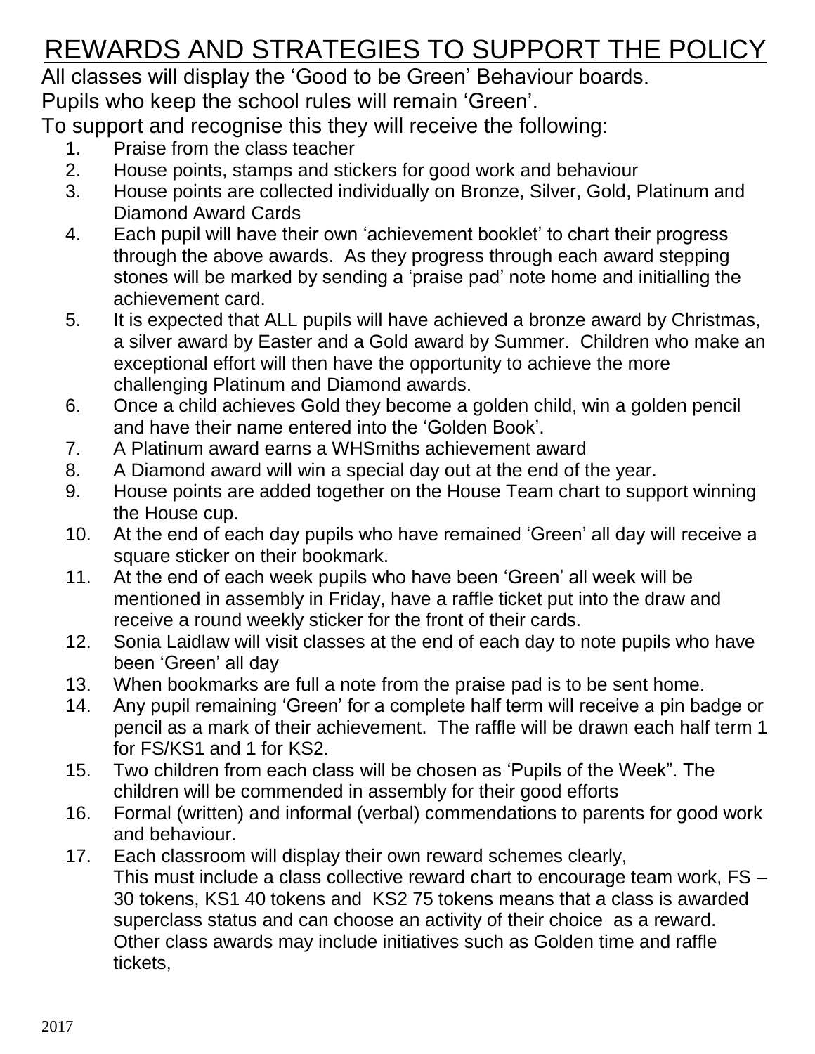# REWARDS AND STRATEGIES TO SUPPORT THE POLICY

All classes will display the 'Good to be Green' Behaviour boards.
Pupils who keep the school rules will remain 'Green'.
To support and recognise this they will receive the following:

1. Praise from the class teacher
2. House points, stamps and stickers for good work and behaviour
3. House points are collected individually on Bronze, Silver, Gold, Platinum and Diamond Award Cards
4. Each pupil will have their own 'achievement booklet' to chart their progress through the above awards. As they progress through each award stepping stones will be marked by sending a 'praise pad' note home and initialling the achievement card.
5. It is expected that ALL pupils will have achieved a bronze award by Christmas, a silver award by Easter and a Gold award by Summer. Children who make an exceptional effort will then have the opportunity to achieve the more challenging Platinum and Diamond awards.
6. Once a child achieves Gold they become a golden child, win a golden pencil and have their name entered into the 'Golden Book'.
7. A Platinum award earns a WHSmiths achievement award
8. A Diamond award will win a special day out at the end of the year.
9. House points are added together on the House Team chart to support winning the House cup.
10. At the end of each day pupils who have remained 'Green' all day will receive a square sticker on their bookmark.
11. At the end of each week pupils who have been 'Green' all week will be mentioned in assembly in Friday, have a raffle ticket put into the draw and receive a round weekly sticker for the front of their cards.
12. Sonia Laidlaw will visit classes at the end of each day to note pupils who have been 'Green' all day
13. When bookmarks are full a note from the praise pad is to be sent home.
14. Any pupil remaining 'Green' for a complete half term will receive a pin badge or pencil as a mark of their achievement. The raffle will be drawn each half term 1 for FS/KS1 and 1 for KS2.
15. Two children from each class will be chosen as 'Pupils of the Week". The children will be commended in assembly for their good efforts
16. Formal (written) and informal (verbal) commendations to parents for good work and behaviour.
17. Each classroom will display their own reward schemes clearly,
    This must include a class collective reward chart to encourage team work, FS – 30 tokens, KS1 40 tokens and KS2 75 tokens means that a class is awarded superclass status and can choose an activity of their choice as a reward. Other class awards may include initiatives such as Golden time and raffle tickets,

2017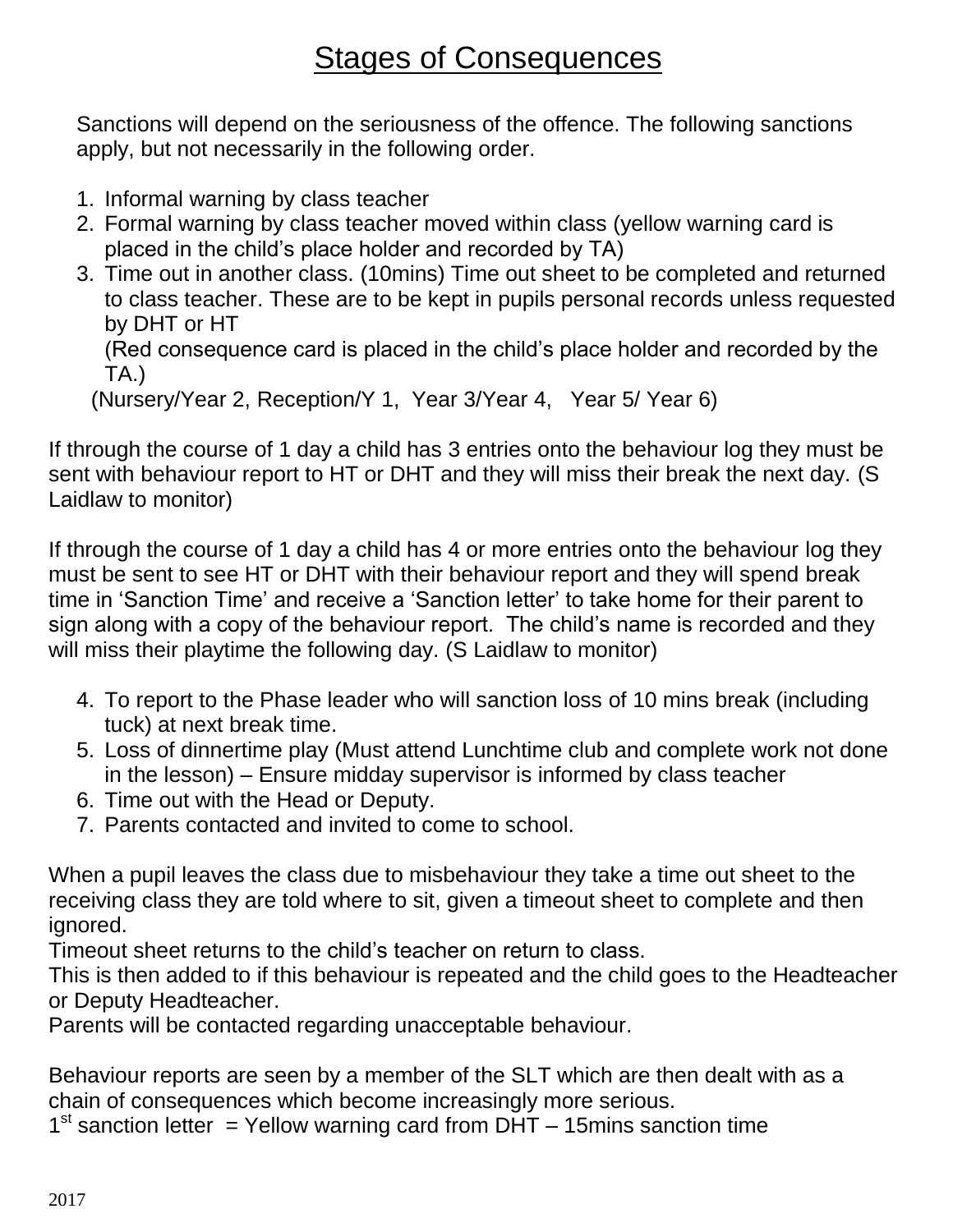# Stages of Consequences

Sanctions will depend on the seriousness of the offence. The following sanctions apply, but not necessarily in the following order.

1. Informal warning by class teacher
2. Formal warning by class teacher moved within class (yellow warning card is placed in the child's place holder and recorded by TA)
3. Time out in another class. (10mins) Time out sheet to be completed and returned to class teacher. These are to be kept in pupils personal records unless requested by DHT or HT
   (Red consequence card is placed in the child's place holder and recorded by the TA.)
   (Nursery/Year 2, Reception/Y 1, Year 3/Year 4, Year 5/ Year 6)

If through the course of 1 day a child has 3 entries onto the behaviour log they must be sent with behaviour report to HT or DHT and they will miss their break the next day. (S Laidlaw to monitor)

If through the course of 1 day a child has 4 or more entries onto the behaviour log they must be sent to see HT or DHT with their behaviour report and they will spend break time in 'Sanction Time' and receive a 'Sanction letter' to take home for their parent to sign along with a copy of the behaviour report. The child's name is recorded and they will miss their playtime the following day. (S Laidlaw to monitor)

4. To report to the Phase leader who will sanction loss of 10 mins break (including tuck) at next break time.
5. Loss of dinnertime play (Must attend Lunchtime club and complete work not done in the lesson) – Ensure midday supervisor is informed by class teacher
6. Time out with the Head or Deputy.
7. Parents contacted and invited to come to school.

When a pupil leaves the class due to misbehaviour they take a time out sheet to the receiving class they are told where to sit, given a timeout sheet to complete and then ignored.

Timeout sheet returns to the child's teacher on return to class.

This is then added to if this behaviour is repeated and the child goes to the Headteacher or Deputy Headteacher.

Parents will be contacted regarding unacceptable behaviour.

Behaviour reports are seen by a member of the SLT which are then dealt with as a chain of consequences which become increasingly more serious.

1st sanction letter = Yellow warning card from DHT – 15mins sanction time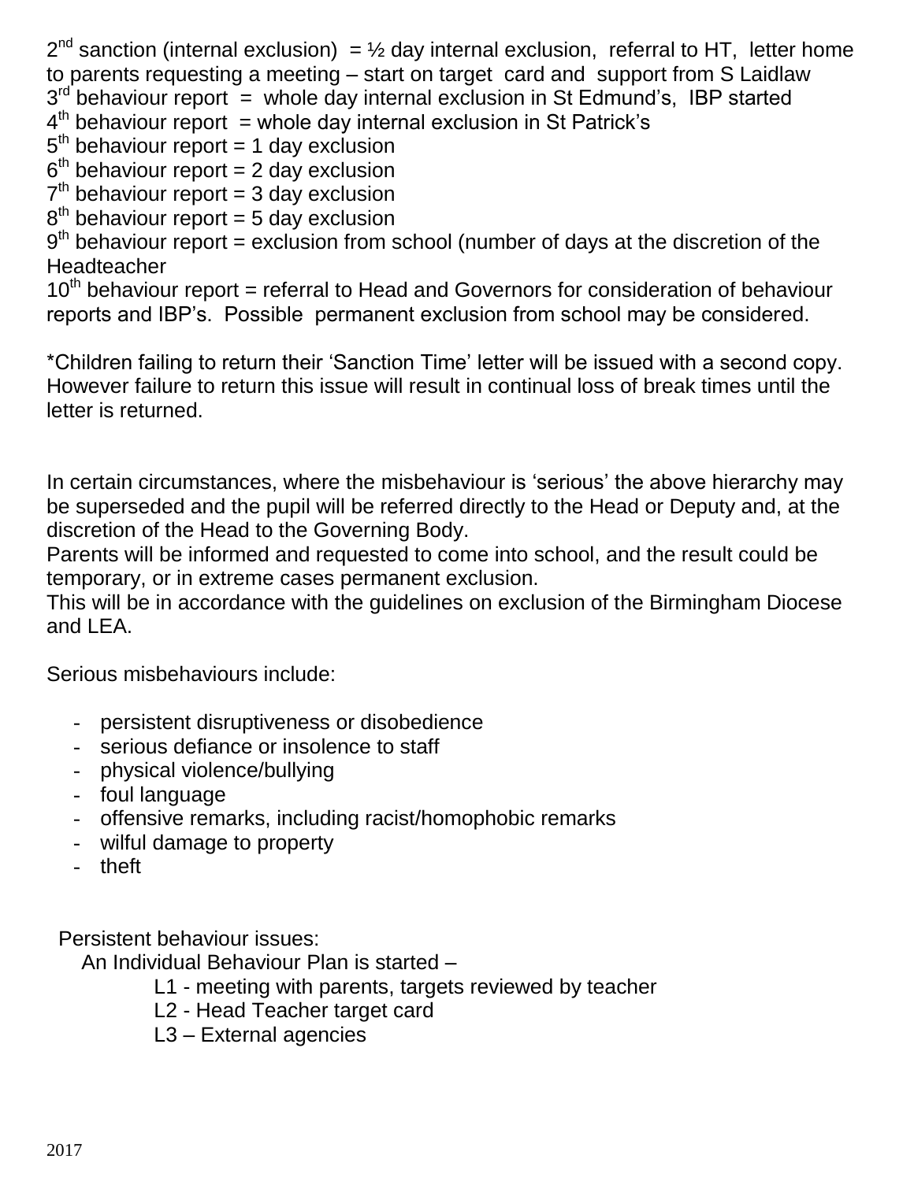2nd sanction (internal exclusion) = ½ day internal exclusion, referral to HT, letter home to parents requesting a meeting – start on target card and support from S Laidlaw
3rd behaviour report = whole day internal exclusion in St Edmund's, IBP started
4th behaviour report = whole day internal exclusion in St Patrick's
5th behaviour report = 1 day exclusion
6th behaviour report = 2 day exclusion
7th behaviour report = 3 day exclusion
8th behaviour report = 5 day exclusion
9th behaviour report = exclusion from school (number of days at the discretion of the Headteacher
10th behaviour report = referral to Head and Governors for consideration of behaviour reports and IBP's. Possible permanent exclusion from school may be considered.

*Children failing to return their 'Sanction Time' letter will be issued with a second copy. However failure to return this issue will result in continual loss of break times until the letter is returned.

In certain circumstances, where the misbehaviour is 'serious' the above hierarchy may be superseded and the pupil will be referred directly to the Head or Deputy and, at the discretion of the Head to the Governing Body.
Parents will be informed and requested to come into school, and the result could be temporary, or in extreme cases permanent exclusion.
This will be in accordance with the guidelines on exclusion of the Birmingham Diocese and LEA.

Serious misbehaviours include:

- persistent disruptiveness or disobedience
- serious defiance or insolence to staff
- physical violence/bullying
- foul language
- offensive remarks, including racist/homophobic remarks
- wilful damage to property
- theft

Persistent behaviour issues:

An Individual Behaviour Plan is started –

L1 - meeting with parents, targets reviewed by teacher
L2 - Head Teacher target card
L3 – External agencies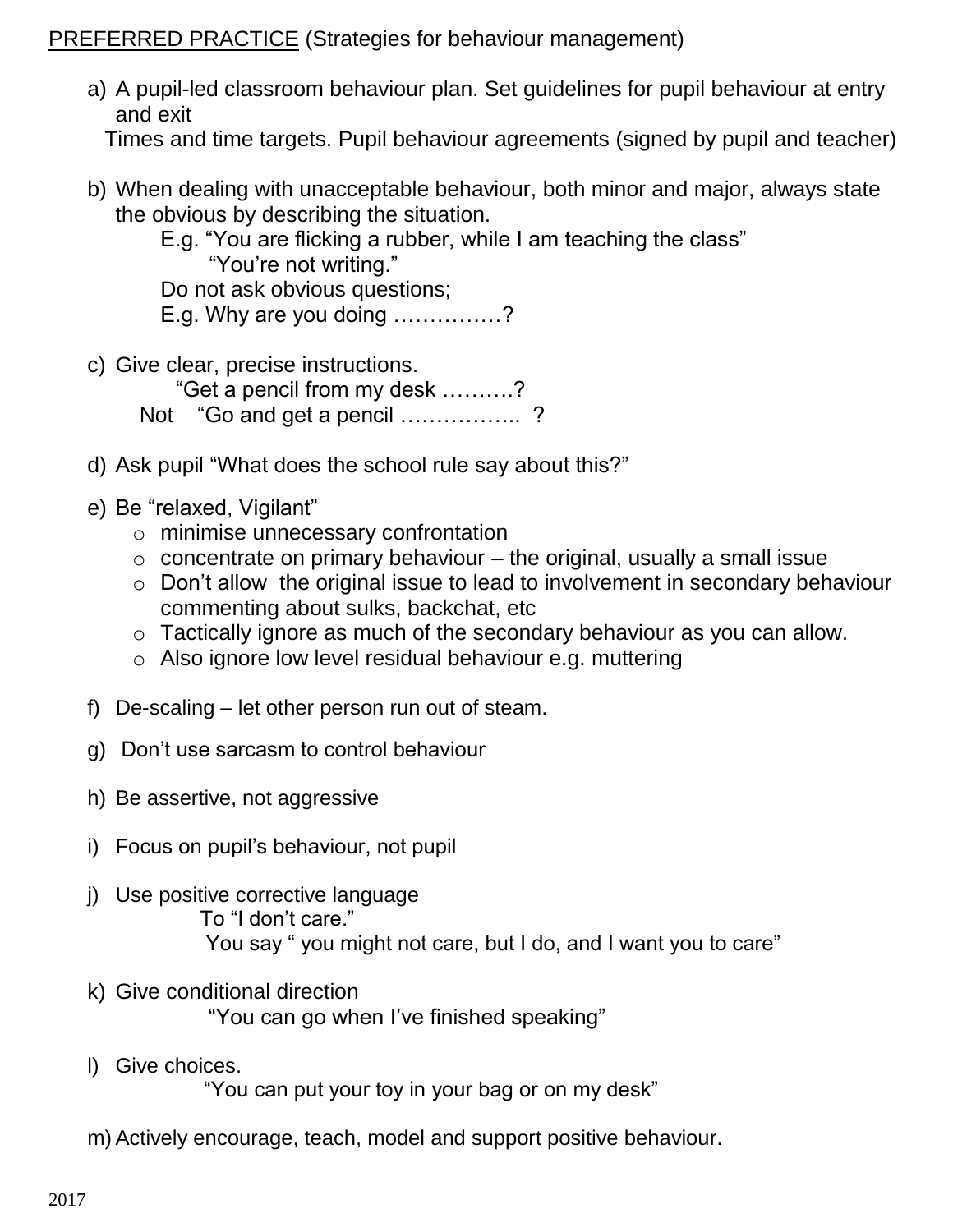<u>PREFERRED PRACTICE</u> (Strategies for behaviour management)

a) A pupil-led classroom behaviour plan. Set guidelines for pupil behaviour at entry and exit
   Times and time targets. Pupil behaviour agreements (signed by pupil and teacher)

b) When dealing with unacceptable behaviour, both minor and major, always state the obvious by describing the situation.
   E.g. "You are flicking a rubber, while I am teaching the class"
   "You're not writing."
   Do not ask obvious questions;
   E.g. Why are you doing ……………?

c) Give clear, precise instructions.
   "Get a pencil from my desk ……….?
   Not "Go and get a pencil …………….. ?

d) Ask pupil "What does the school rule say about this?"

e) Be "relaxed, Vigilant"
   - minimise unnecessary confrontation
   - concentrate on primary behaviour – the original, usually a small issue
   - Don't allow the original issue to lead to involvement in secondary behaviour commenting about sulks, backchat, etc
   - Tactically ignore as much of the secondary behaviour as you can allow.
   - Also ignore low level residual behaviour e.g. muttering

f) De-scaling – let other person run out of steam.

g) Don't use sarcasm to control behaviour

h) Be assertive, not aggressive

i) Focus on pupil's behaviour, not pupil

j) Use positive corrective language
   To "I don't care."
   You say " you might not care, but I do, and I want you to care"

k) Give conditional direction
   "You can go when I've finished speaking"

l) Give choices.
   "You can put your toy in your bag or on my desk"

m) Actively encourage, teach, model and support positive behaviour.

2017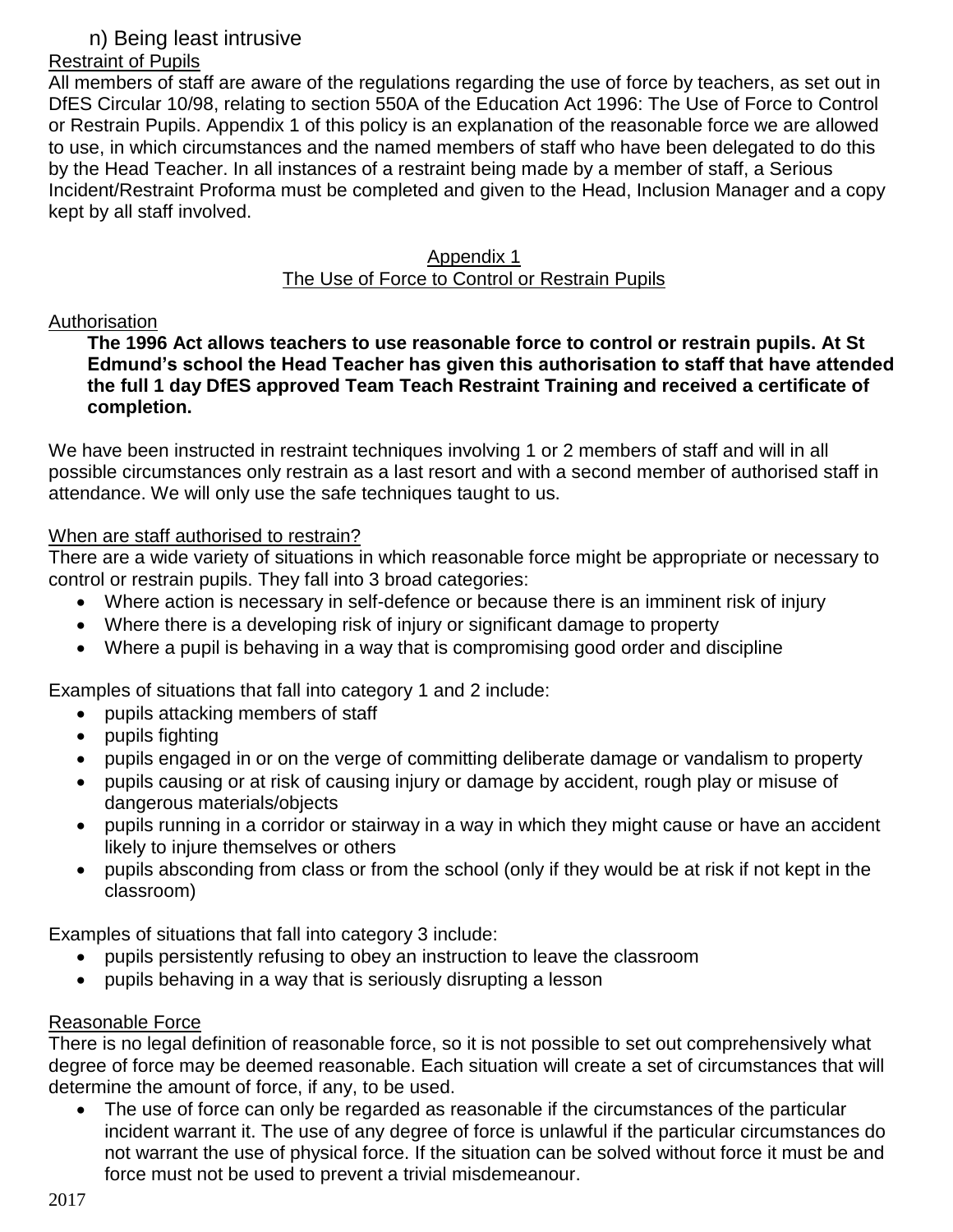n) Being least intrusive

Restraint of Pupils

All members of staff are aware of the regulations regarding the use of force by teachers, as set out in DfES Circular 10/98, relating to section 550A of the Education Act 1996: The Use of Force to Control or Restrain Pupils. Appendix 1 of this policy is an explanation of the reasonable force we are allowed to use, in which circumstances and the named members of staff who have been delegated to do this by the Head Teacher. In all instances of a restraint being made by a member of staff, a Serious Incident/Restraint Proforma must be completed and given to the Head, Inclusion Manager and a copy kept by all staff involved.

## Appendix 1
## The Use of Force to Control or Restrain Pupils

### Authorisation

**The 1996 Act allows teachers to use reasonable force to control or restrain pupils. At St Edmund's school the Head Teacher has given this authorisation to staff that have attended the full 1 day DfES approved Team Teach Restraint Training and received a certificate of completion.**

We have been instructed in restraint techniques involving 1 or 2 members of staff and will in all possible circumstances only restrain as a last resort and with a second member of authorised staff in attendance. We will only use the safe techniques taught to us.

### When are staff authorised to restrain?

There are a wide variety of situations in which reasonable force might be appropriate or necessary to control or restrain pupils. They fall into 3 broad categories:

- Where action is necessary in self-defence or because there is an imminent risk of injury
- Where there is a developing risk of injury or significant damage to property
- Where a pupil is behaving in a way that is compromising good order and discipline

Examples of situations that fall into category 1 and 2 include:

- pupils attacking members of staff
- pupils fighting
- pupils engaged in or on the verge of committing deliberate damage or vandalism to property
- pupils causing or at risk of causing injury or damage by accident, rough play or misuse of dangerous materials/objects
- pupils running in a corridor or stairway in a way in which they might cause or have an accident likely to injure themselves or others
- pupils absconding from class or from the school (only if they would be at risk if not kept in the classroom)

Examples of situations that fall into category 3 include:

- pupils persistently refusing to obey an instruction to leave the classroom
- pupils behaving in a way that is seriously disrupting a lesson

### Reasonable Force

There is no legal definition of reasonable force, so it is not possible to set out comprehensively what degree of force may be deemed reasonable. Each situation will create a set of circumstances that will determine the amount of force, if any, to be used.

- The use of force can only be regarded as reasonable if the circumstances of the particular incident warrant it. The use of any degree of force is unlawful if the particular circumstances do not warrant the use of physical force. If the situation can be solved without force it must be and force must not be used to prevent a trivial misdemeanour.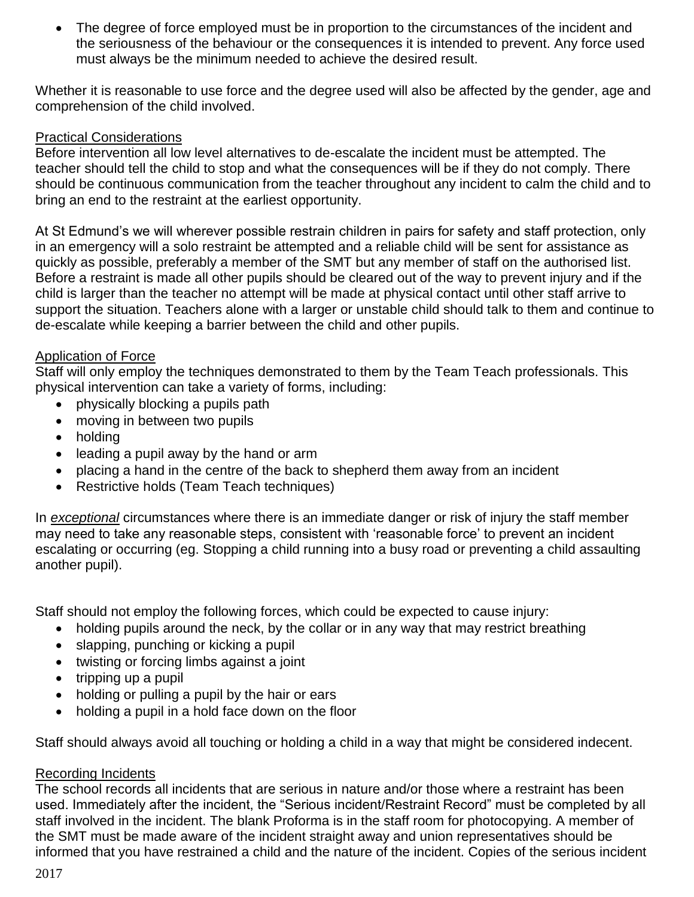- The degree of force employed must be in proportion to the circumstances of the incident and the seriousness of the behaviour or the consequences it is intended to prevent. Any force used must always be the minimum needed to achieve the desired result.

Whether it is reasonable to use force and the degree used will also be affected by the gender, age and comprehension of the child involved.

Practical Considerations

Before intervention all low level alternatives to de-escalate the incident must be attempted. The teacher should tell the child to stop and what the consequences will be if they do not comply. There should be continuous communication from the teacher throughout any incident to calm the child and to bring an end to the restraint at the earliest opportunity.

At St Edmund's we will wherever possible restrain children in pairs for safety and staff protection, only in an emergency will a solo restraint be attempted and a reliable child will be sent for assistance as quickly as possible, preferably a member of the SMT but any member of staff on the authorised list. Before a restraint is made all other pupils should be cleared out of the way to prevent injury and if the child is larger than the teacher no attempt will be made at physical contact until other staff arrive to support the situation. Teachers alone with a larger or unstable child should talk to them and continue to de-escalate while keeping a barrier between the child and other pupils.

Application of Force

Staff will only employ the techniques demonstrated to them by the Team Teach professionals. This physical intervention can take a variety of forms, including:

- physically blocking a pupils path
- moving in between two pupils
- holding
- leading a pupil away by the hand or arm
- placing a hand in the centre of the back to shepherd them away from an incident
- Restrictive holds (Team Teach techniques)

In ***exceptional*** circumstances where there is an immediate danger or risk of injury the staff member may need to take any reasonable steps, consistent with 'reasonable force' to prevent an incident escalating or occurring (eg. Stopping a child running into a busy road or preventing a child assaulting another pupil).

Staff should not employ the following forces, which could be expected to cause injury:

- holding pupils around the neck, by the collar or in any way that may restrict breathing
- slapping, punching or kicking a pupil
- twisting or forcing limbs against a joint
- tripping up a pupil
- holding or pulling a pupil by the hair or ears
- holding a pupil in a hold face down on the floor

Staff should always avoid all touching or holding a child in a way that might be considered indecent.

Recording Incidents

The school records all incidents that are serious in nature and/or those where a restraint has been used. Immediately after the incident, the "Serious incident/Restraint Record" must be completed by all staff involved in the incident. The blank Proforma is in the staff room for photocopying. A member of the SMT must be made aware of the incident straight away and union representatives should be informed that you have restrained a child and the nature of the incident. Copies of the serious incident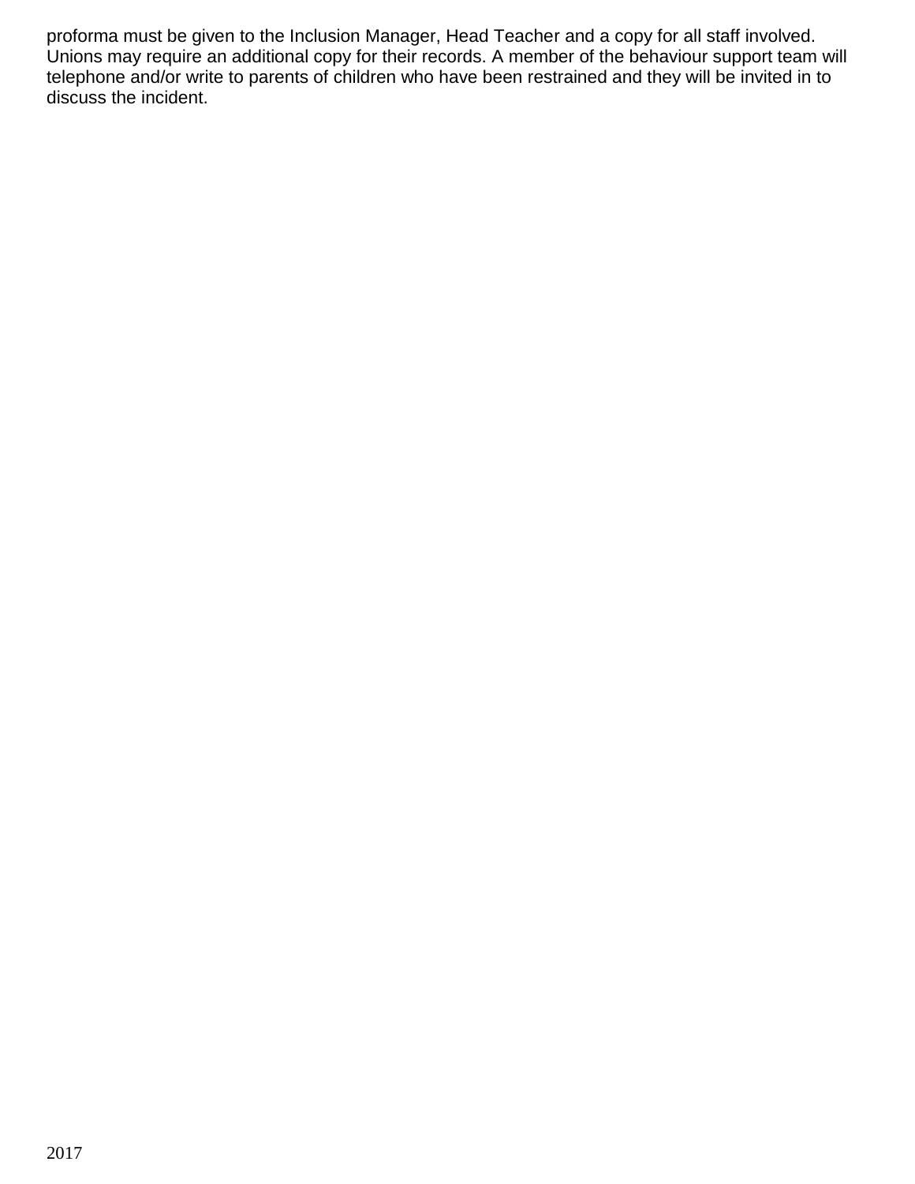proforma must be given to the Inclusion Manager, Head Teacher and a copy for all staff involved. Unions may require an additional copy for their records. A member of the behaviour support team will telephone and/or write to parents of children who have been restrained and they will be invited in to discuss the incident.